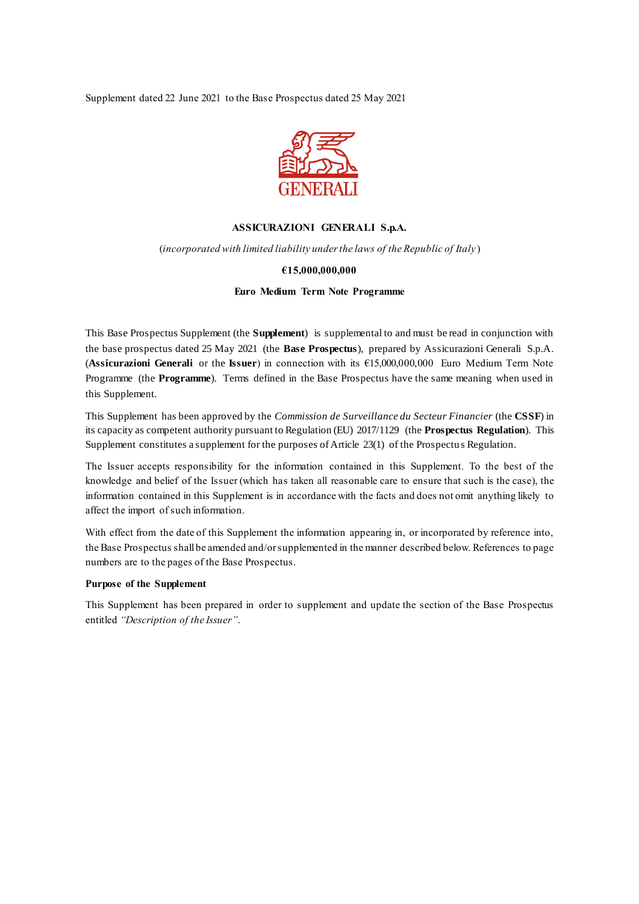Supplement dated 22 June 2021 to the Base Prospectus dated 25 May 2021

**ASSICURAZIONI GENERALI S.p.A.**

(*incorporated with limited liability under the laws of the Republic of Italy*)

**€15,000,000,000**

**Euro Medium Term Note Programme**

This Base Prospectus Supplement (the **Supplement**) is supplemental to and must be read in conjunction with the base prospectus dated 25 May 2021 (the **Base Prospectus**), prepared by Assicurazioni Generali S.p.A. (**Assicurazioni Generali** or the **Issuer**) in connection with its €15,000,000,000 Euro Medium Term Note Programme (the **Programme**). Terms defined in the Base Prospectus have the same meaning when used in this Supplement.

This Supplement has been approved by the *Commission de Surveillance du Secteur Financier* (the **CSSF**) in its capacity as competent authority pursuant to Regulation (EU) 2017/1129 (the **Prospectus Regulation**). This Supplement constitutes a supplement for the purposes of Article 23(1) of the Prospectus Regulation.

The Issuer accepts responsibility for the information contained in this Supplement. To the best of the knowledge and belief of the Issuer (which has taken all reasonable care to ensure that such is the case), the information contained in this Supplement is in accordance with the facts and does not omit anything likely to affect the import of such information.

With effect from the date of this Supplement the information appearing in, or incorporated by reference into, the Base Prospectus shall be amended and/or supplemented in the manner described below. References to page numbers are to the pages of the Base Prospectus.

**Purpose of the Supplement**

This Supplement has been prepared in order to supplement and update the section of the Base Prospectus entitled *"Description of the Issuer"*.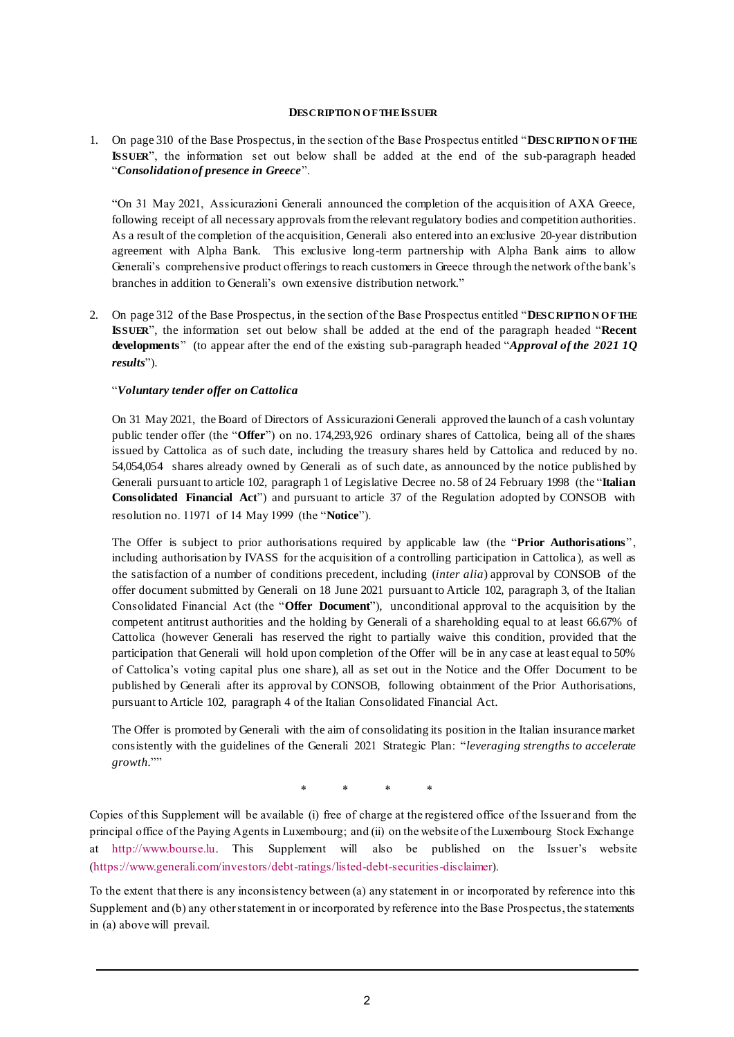**DESCRIPTION OF THE ISSUER**

1. On page 310 of the Base Prospectus, in the section of the Base Prospectus entitled "**DESCRIPTION OF THE ISSUER**", the information set out below shall be added at the end of the sub-paragraph headed "***Consolidation of presence in Greece***".

   "On 31 May 2021, Assicurazioni Generali announced the completion of the acquisition of AXA Greece, following receipt of all necessary approvals from the relevant regulatory bodies and competition authorities. As a result of the completion of the acquisition, Generali also entered into an exclusive 20-year distribution agreement with Alpha Bank. This exclusive long-term partnership with Alpha Bank aims to allow Generali's comprehensive product offerings to reach customers in Greece through the network of the bank's branches in addition to Generali's own extensive distribution network."

2. On page 312 of the Base Prospectus, in the section of the Base Prospectus entitled "**DESCRIPTION OF THE ISSUER**", the information set out below shall be added at the end of the paragraph headed "**Recent developments**" (to appear after the end of the existing sub-paragraph headed "***Approval of the 2021 1Q results***").

   "***Voluntary tender offer on Cattolica***

   On 31 May 2021, the Board of Directors of Assicurazioni Generali approved the launch of a cash voluntary public tender offer (the "**Offer**") on no. 174,293,926 ordinary shares of Cattolica, being all of the shares issued by Cattolica as of such date, including the treasury shares held by Cattolica and reduced by no. 54,054,054 shares already owned by Generali as of such date, as announced by the notice published by Generali pursuant to article 102, paragraph 1 of Legislative Decree no. 58 of 24 February 1998 (the "**Italian Consolidated Financial Act**") and pursuant to article 37 of the Regulation adopted by CONSOB with resolution no. 11971 of 14 May 1999 (the "**Notice**").

   The Offer is subject to prior authorisations required by applicable law (the "**Prior Authorisations**", including authorisation by IVASS for the acquisition of a controlling participation in Cattolica), as well as the satisfaction of a number of conditions precedent, including (*inter alia*) approval by CONSOB of the offer document submitted by Generali on 18 June 2021 pursuant to Article 102, paragraph 3, of the Italian Consolidated Financial Act (the "**Offer Document**"), unconditional approval to the acquisition by the competent antitrust authorities and the holding by Generali of a shareholding equal to at least 66.67% of Cattolica (however Generali has reserved the right to partially waive this condition, provided that the participation that Generali will hold upon completion of the Offer will be in any case at least equal to 50% of Cattolica's voting capital plus one share), all as set out in the Notice and the Offer Document to be published by Generali after its approval by CONSOB, following obtainment of the Prior Authorisations, pursuant to Article 102, paragraph 4 of the Italian Consolidated Financial Act.

   The Offer is promoted by Generali with the aim of consolidating its position in the Italian insurance market consistently with the guidelines of the Generali 2021 Strategic Plan: "*leveraging strengths to accelerate growth*.""

\*　　\*　　\*　　\*

Copies of this Supplement will be available (i) free of charge at the registered office of the Issuer and from the principal office of the Paying Agents in Luxembourg; and (ii) on the website of the Luxembourg Stock Exchange at http://www.bourse.lu. This Supplement will also be published on the Issuer's website (https://www.generali.com/investors/debt-ratings/listed-debt-securities-disclaimer).

To the extent that there is any inconsistency between (a) any statement in or incorporated by reference into this Supplement and (b) any other statement in or incorporated by reference into the Base Prospectus, the statements in (a) above will prevail.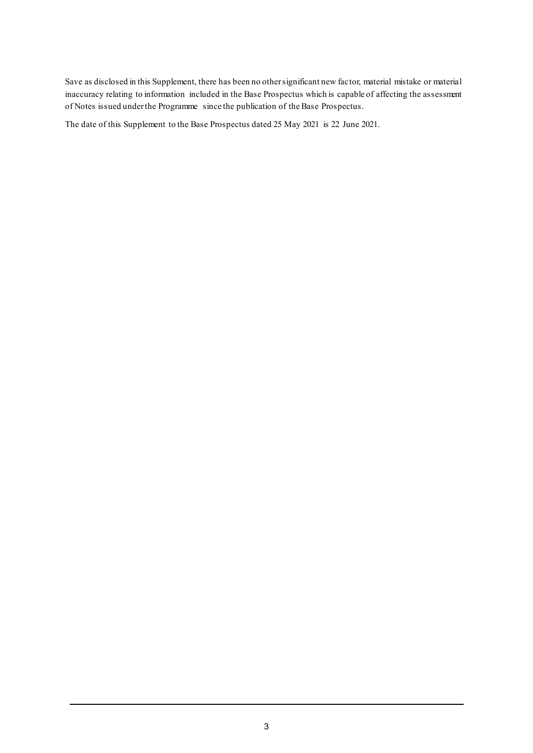Save as disclosed in this Supplement, there has been no other significant new factor, material mistake or material inaccuracy relating to information included in the Base Prospectus which is capable of affecting the assessment of Notes issued under the Programme since the publication of the Base Prospectus.

The date of this Supplement to the Base Prospectus dated 25 May 2021 is 22 June 2021.